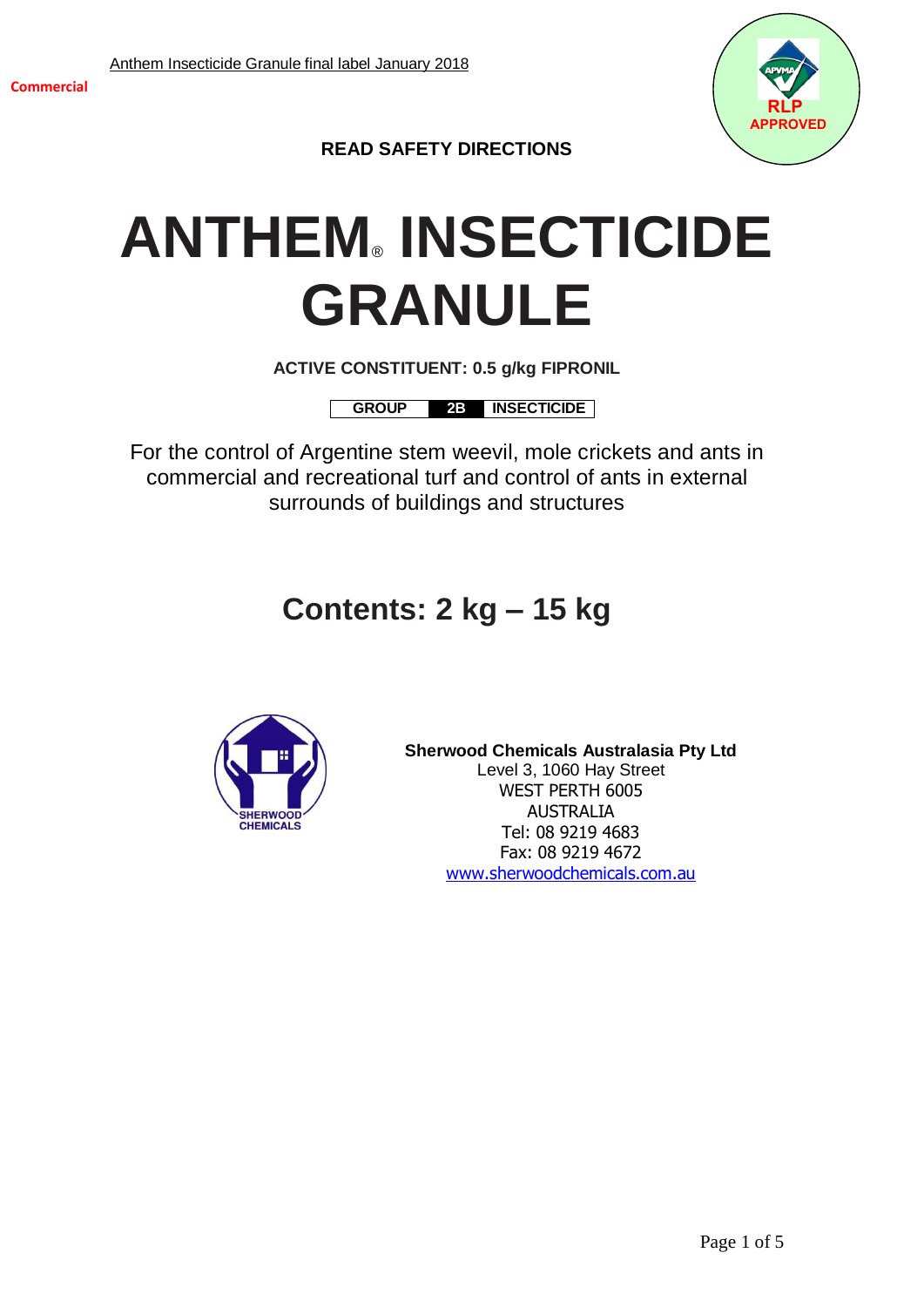Anthem Insecticide Granule final label January 2018

Commercial

RLP APPROVED

**READ SAFETY DIRECTIONS**

# ANTHEM® INSECTICIDE GRANULE

**ACTIVE CONSTITUENT: 0.5 g/kg FIPRONIL**

| GROUP | 2B | INSECTICIDE |
|---|---|---|

For the control of Argentine stem weevil, mole crickets and ants in commercial and recreational turf and control of ants in external surrounds of buildings and structures

## Contents: 2 kg – 15 kg

**Sherwood Chemicals Australasia Pty Ltd**
Level 3, 1060 Hay Street
WEST PERTH 6005
AUSTRALIA
Tel: 08 9219 4683
Fax: 08 9219 4672
www.sherwoodchemicals.com.au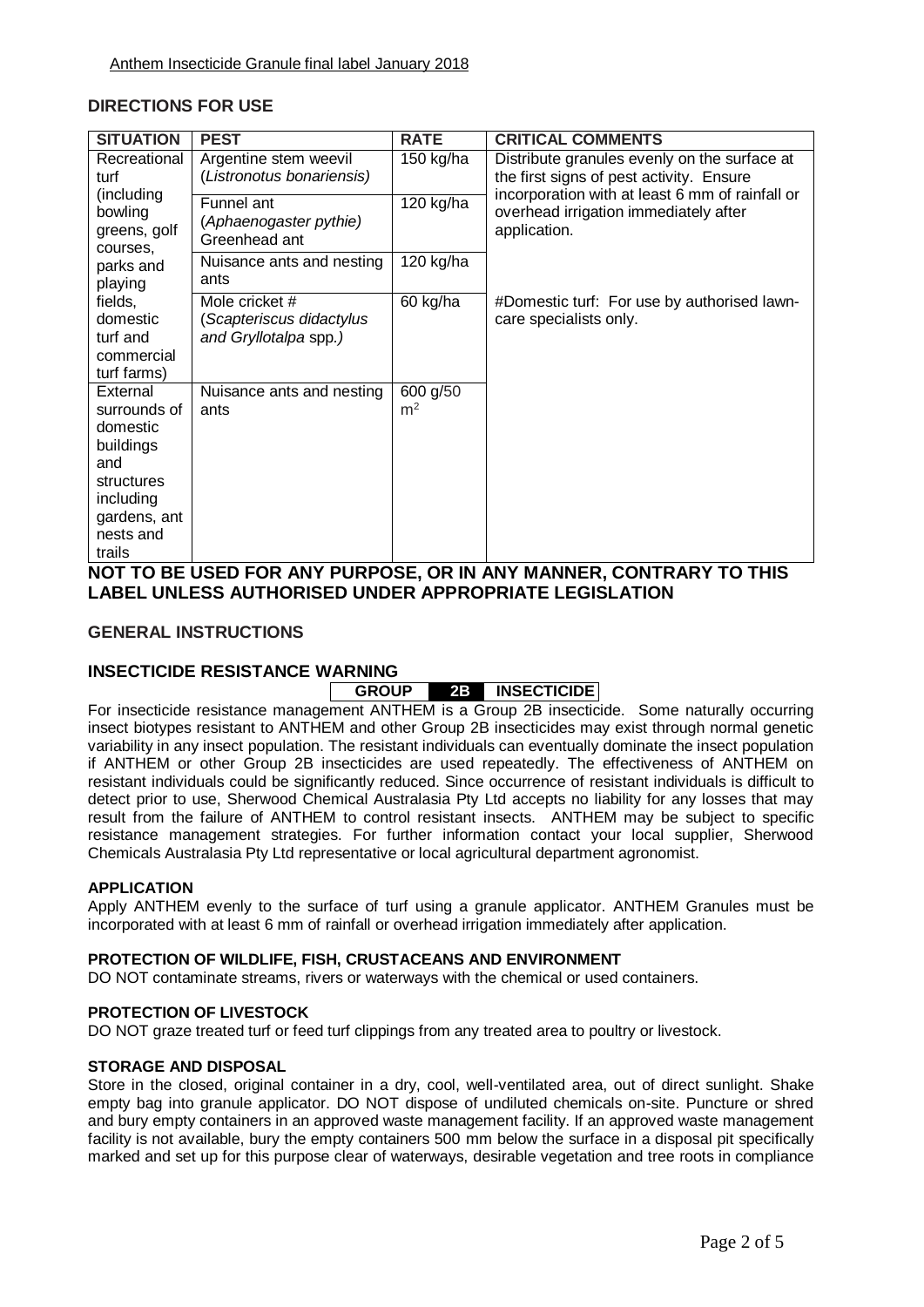Anthem Insecticide Granule final label January 2018

## DIRECTIONS FOR USE

| SITUATION | PEST | RATE | CRITICAL COMMENTS |
|---|---|---|---|
| Recreational turf (including bowling greens, golf courses, parks and playing fields, domestic turf and commercial turf farms) | Argentine stem weevil (*Listronotus bonariensis*) | 150 kg/ha | Distribute granules evenly on the surface at the first signs of pest activity. Ensure incorporation with at least 6 mm of rainfall or overhead irrigation immediately after application. |
| | Funnel ant (*Aphaenogaster pythie*) Greenhead ant | 120 kg/ha | |
| | Nuisance ants and nesting ants | 120 kg/ha | |
| | Mole cricket # (*Scapteriscus didactylus and Gryllotalpa spp.*) | 60 kg/ha | #Domestic turf: For use by authorised lawn-care specialists only. |
| External surrounds of domestic buildings and structures including gardens, ant nests and trails | Nuisance ants and nesting ants | 600 g/50 $m^2$ | |

**NOT TO BE USED FOR ANY PURPOSE, OR IN ANY MANNER, CONTRARY TO THIS LABEL UNLESS AUTHORISED UNDER APPROPRIATE LEGISLATION**

## GENERAL INSTRUCTIONS

## INSECTICIDE RESISTANCE WARNING

**GROUP 2B INSECTICIDE**

For insecticide resistance management ANTHEM is a Group 2B insecticide. Some naturally occurring insect biotypes resistant to ANTHEM and other Group 2B insecticides may exist through normal genetic variability in any insect population. The resistant individuals can eventually dominate the insect population if ANTHEM or other Group 2B insecticides are used repeatedly. The effectiveness of ANTHEM on resistant individuals could be significantly reduced. Since occurrence of resistant individuals is difficult to detect prior to use, Sherwood Chemical Australasia Pty Ltd accepts no liability for any losses that may result from the failure of ANTHEM to control resistant insects. ANTHEM may be subject to specific resistance management strategies. For further information contact your local supplier, Sherwood Chemicals Australasia Pty Ltd representative or local agricultural department agronomist.

### APPLICATION

Apply ANTHEM evenly to the surface of turf using a granule applicator. ANTHEM Granules must be incorporated with at least 6 mm of rainfall or overhead irrigation immediately after application.

### PROTECTION OF WILDLIFE, FISH, CRUSTACEANS AND ENVIRONMENT

DO NOT contaminate streams, rivers or waterways with the chemical or used containers.

### PROTECTION OF LIVESTOCK

DO NOT graze treated turf or feed turf clippings from any treated area to poultry or livestock.

### STORAGE AND DISPOSAL

Store in the closed, original container in a dry, cool, well-ventilated area, out of direct sunlight. Shake empty bag into granule applicator. DO NOT dispose of undiluted chemicals on-site. Puncture or shred and bury empty containers in an approved waste management facility. If an approved waste management facility is not available, bury the empty containers 500 mm below the surface in a disposal pit specifically marked and set up for this purpose clear of waterways, desirable vegetation and tree roots in compliance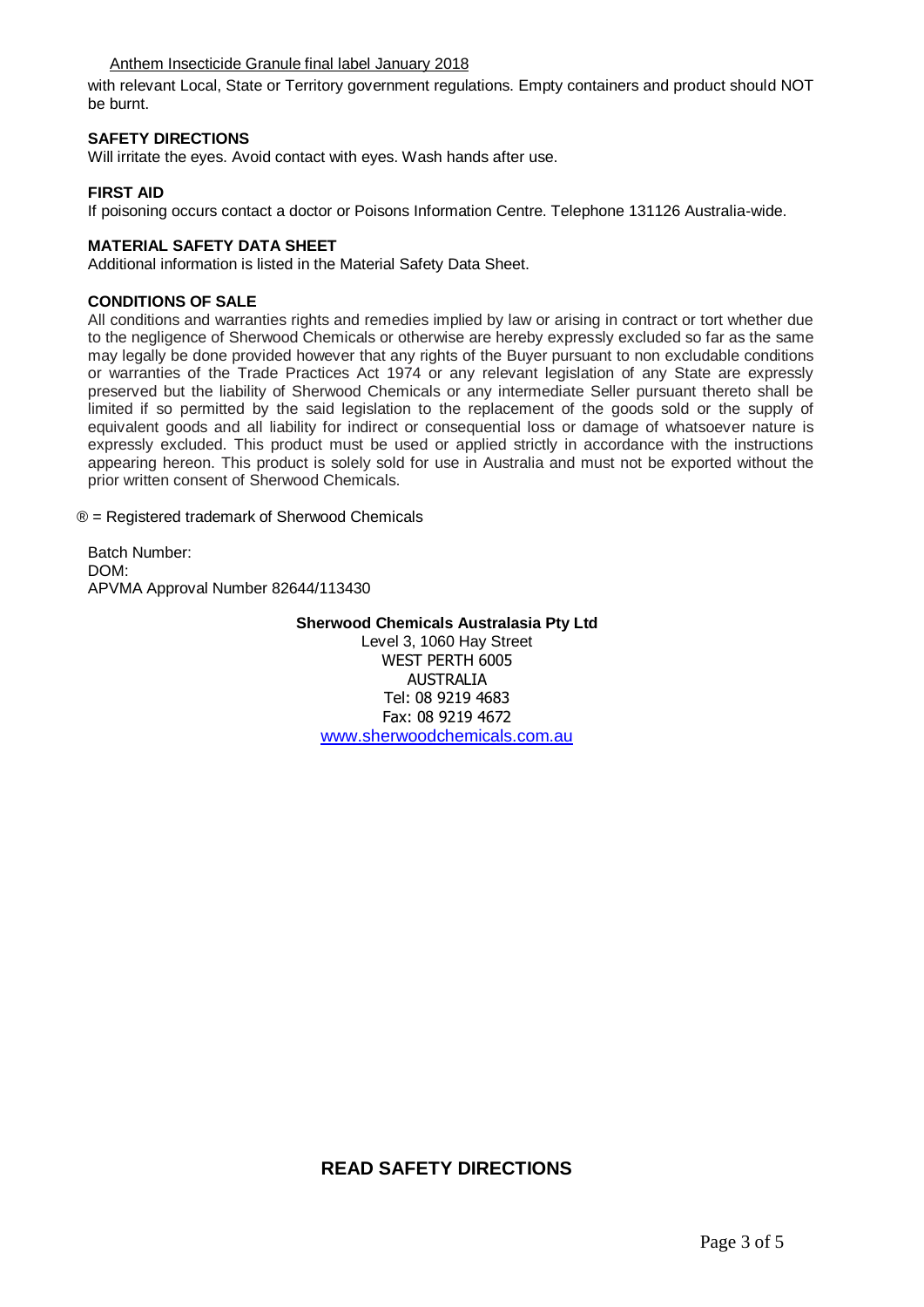with relevant Local, State or Territory government regulations. Empty containers and product should NOT be burnt.

**SAFETY DIRECTIONS**

Will irritate the eyes. Avoid contact with eyes. Wash hands after use.

**FIRST AID**

If poisoning occurs contact a doctor or Poisons Information Centre. Telephone 131126 Australia-wide.

**MATERIAL SAFETY DATA SHEET**

Additional information is listed in the Material Safety Data Sheet.

**CONDITIONS OF SALE**

All conditions and warranties rights and remedies implied by law or arising in contract or tort whether due to the negligence of Sherwood Chemicals or otherwise are hereby expressly excluded so far as the same may legally be done provided however that any rights of the Buyer pursuant to non excludable conditions or warranties of the Trade Practices Act 1974 or any relevant legislation of any State are expressly preserved but the liability of Sherwood Chemicals or any intermediate Seller pursuant thereto shall be limited if so permitted by the said legislation to the replacement of the goods sold or the supply of equivalent goods and all liability for indirect or consequential loss or damage of whatsoever nature is expressly excluded. This product must be used or applied strictly in accordance with the instructions appearing hereon. This product is solely sold for use in Australia and must not be exported without the prior written consent of Sherwood Chemicals.

® = Registered trademark of Sherwood Chemicals

Batch Number:
DOM:
APVMA Approval Number 82644/113430

**Sherwood Chemicals Australasia Pty Ltd**
Level 3, 1060 Hay Street
WEST PERTH 6005
AUSTRALIA
Tel: 08 9219 4683
Fax: 08 9219 4672
www.sherwoodchemicals.com.au

**READ SAFETY DIRECTIONS**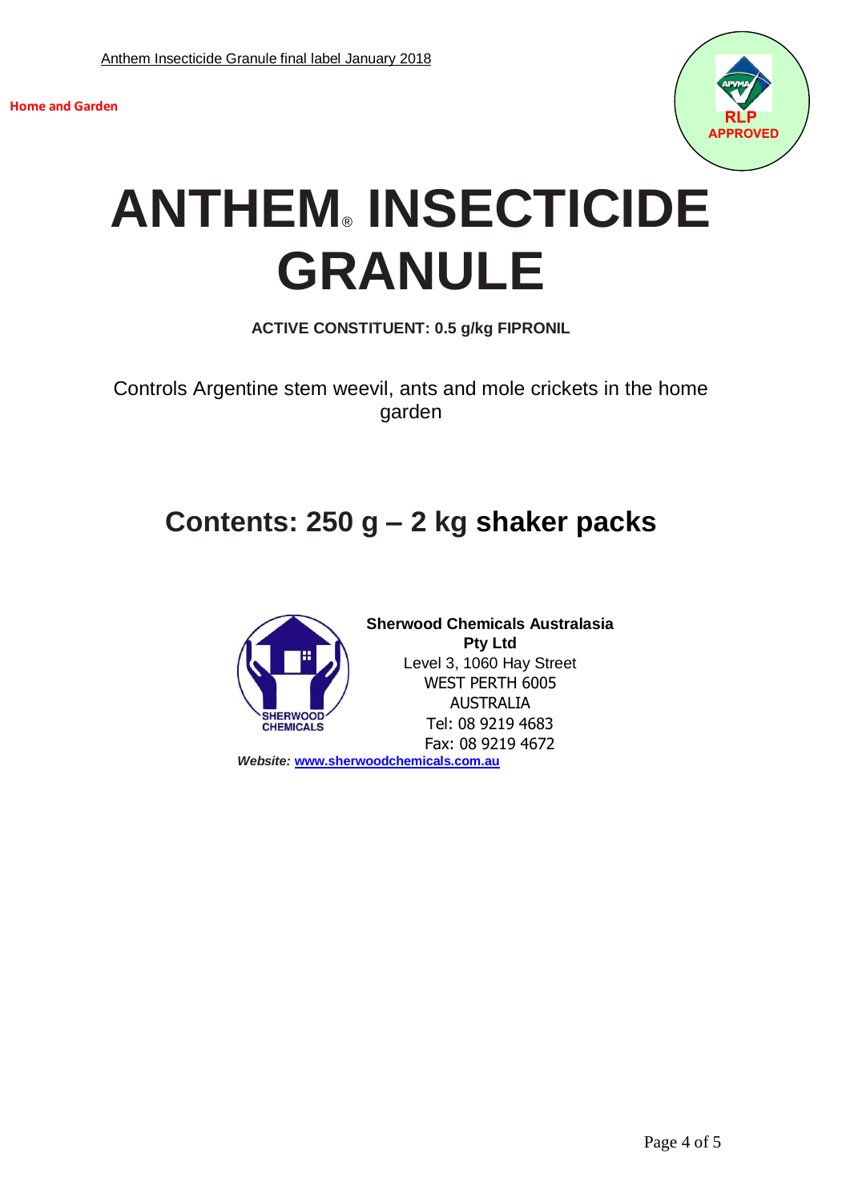Anthem Insecticide Granule final label January 2018

**Home and Garden**

RLP APPROVED

# ANTHEM® INSECTICIDE GRANULE

**ACTIVE CONSTITUENT: 0.5 g/kg FIPRONIL**

Controls Argentine stem weevil, ants and mole crickets in the home garden

## Contents: 250 g – 2 kg shaker packs

**Sherwood Chemicals Australasia Pty Ltd**
Level 3, 1060 Hay Street
WEST PERTH 6005
AUSTRALIA
Tel: 08 9219 4683
Fax: 08 9219 4672

***Website:*** [www.sherwoodchemicals.com.au](www.sherwoodchemicals.com.au)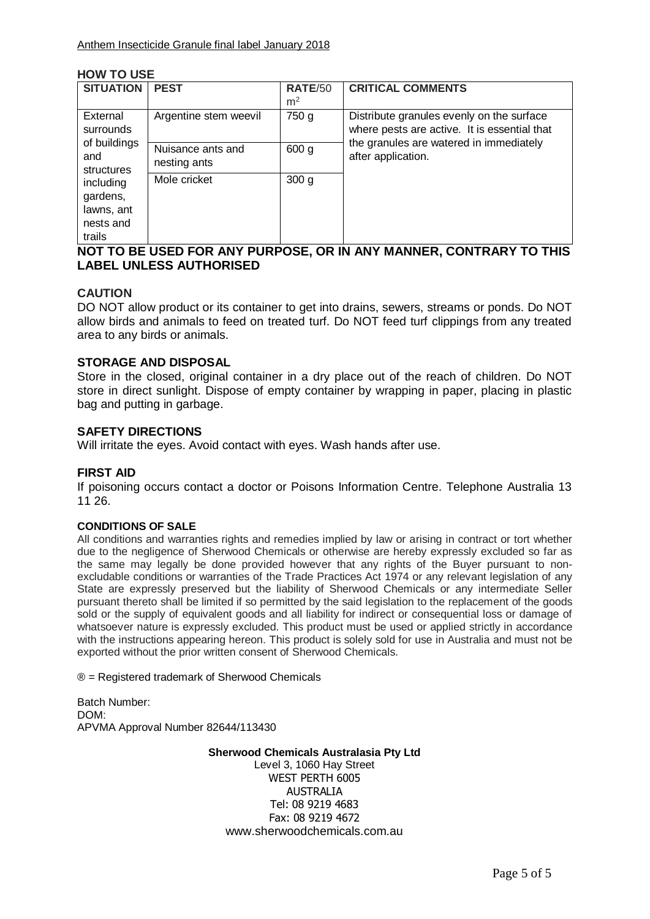Anthem Insecticide Granule final label January 2018

## HOW TO USE

| SITUATION | PEST | RATE/50 $m^2$ | CRITICAL COMMENTS |
|---|---|---|---|
| External surrounds of buildings and structures including gardens, lawns, ant nests and trails | Argentine stem weevil | 750 g | Distribute granules evenly on the surface where pests are active. It is essential that the granules are watered in immediately after application. |
| | Nuisance ants and nesting ants | 600 g | |
| | Mole cricket | 300 g | |

**NOT TO BE USED FOR ANY PURPOSE, OR IN ANY MANNER, CONTRARY TO THIS LABEL UNLESS AUTHORISED**

### CAUTION

DO NOT allow product or its container to get into drains, sewers, streams or ponds. Do NOT allow birds and animals to feed on treated turf. Do NOT feed turf clippings from any treated area to any birds or animals.

### STORAGE AND DISPOSAL

Store in the closed, original container in a dry place out of the reach of children. Do NOT store in direct sunlight. Dispose of empty container by wrapping in paper, placing in plastic bag and putting in garbage.

### SAFETY DIRECTIONS

Will irritate the eyes. Avoid contact with eyes. Wash hands after use.

### FIRST AID

If poisoning occurs contact a doctor or Poisons Information Centre. Telephone Australia 13 11 26.

#### CONDITIONS OF SALE

All conditions and warranties rights and remedies implied by law or arising in contract or tort whether due to the negligence of Sherwood Chemicals or otherwise are hereby expressly excluded so far as the same may legally be done provided however that any rights of the Buyer pursuant to non-excludable conditions or warranties of the Trade Practices Act 1974 or any relevant legislation of any State are expressly preserved but the liability of Sherwood Chemicals or any intermediate Seller pursuant thereto shall be limited if so permitted by the said legislation to the replacement of the goods sold or the supply of equivalent goods and all liability for indirect or consequential loss or damage of whatsoever nature is expressly excluded. This product must be used or applied strictly in accordance with the instructions appearing hereon. This product is solely sold for use in Australia and must not be exported without the prior written consent of Sherwood Chemicals.

® = Registered trademark of Sherwood Chemicals

Batch Number:
DOM:
APVMA Approval Number 82644/113430

**Sherwood Chemicals Australasia Pty Ltd**
Level 3, 1060 Hay Street
WEST PERTH 6005
AUSTRALIA
Tel: 08 9219 4683
Fax: 08 9219 4672
www.sherwoodchemicals.com.au